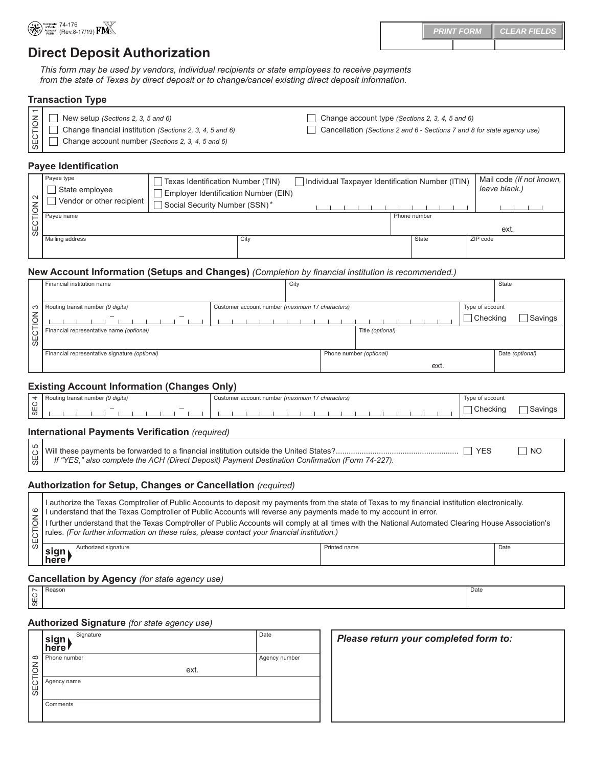74-176 (Rev.8-17/19)

# Direct Deposit Authorization

*This form may be used by vendors, individual recipients or state employees to receive payments from the state of Texas by direct deposit or to change/cancel existing direct deposit information.*

## Transaction Type

**SECTION 1**

- ☐ New setup *(Sections 2, 3, 5 and 6)*
- ☐ Change financial institution *(Sections 2, 3, 4, 5 and 6)*
- ☐ Change account number *(Sections 2, 3, 4, 5 and 6)*
- ☐ Change account type *(Sections 2, 3, 4, 5 and 6)*
- ☐ Cancellation *(Sections 2 and 6 - Sections 7 and 8 for state agency use)*

## Payee Identification

**SECTION 2**

| Payee type | | | Mail code *(If not known, leave blank.)* |
|---|---|---|---|
| ☐ State employee<br>☐ Vendor or other recipient | ☐ Texas Identification Number (TIN)<br>☐ Employer Identification Number (EIN)<br>☐ Social Security Number (SSN)* | ☐ Individual Taxpayer Identification Number (ITIN) | |
| Payee name | | Phone number | ext. |
| Mailing address | City | State | ZIP code |

## New Account Information (Setups and Changes) *(Completion by financial institution is recommended.)*

**SECTION 3**

| Financial institution name | City | | State |
|---|---|---|---|
| Routing transit number *(9 digits)* | Customer account number *(maximum 17 characters)* | Type of account ☐ Checking ☐ Savings | |
| Financial representative name *(optional)* | | Title *(optional)* | |
| Financial representative signature *(optional)* | Phone number *(optional)* ext. | | Date *(optional)* |

## Existing Account Information (Changes Only)

**SEC 4**

| Routing transit number *(9 digits)* | Customer account number *(maximum 17 characters)* | Type of account ☐ Checking ☐ Savings |
|---|---|---|

## International Payments Verification *(required)*

**SEC 5**

Will these payments be forwarded to a financial institution outside the United States?........................................................ ☐ YES ☐ NO

*If "YES," also complete the ACH (Direct Deposit) Payment Destination Confirmation (Form 74-227).*

## Authorization for Setup, Changes or Cancellation *(required)*

**SECTION 6**

I authorize the Texas Comptroller of Public Accounts to deposit my payments from the state of Texas to my financial institution electronically. I understand that the Texas Comptroller of Public Accounts will reverse any payments made to my account in error.

I further understand that the Texas Comptroller of Public Accounts will comply at all times with the National Automated Clearing House Association's rules. *(For further information on these rules, please contact your financial institution.)*

| **sign here** Authorized signature | Printed name | Date |
|---|---|---|

## Cancellation by Agency *(for state agency use)*

**SEC 7**

| Reason | Date |
|---|---|

## Authorized Signature *(for state agency use)*

**SECTION 8**

| **sign here** Signature | Date |
|---|---|
| Phone number ext. | Agency number |
| Agency name | |
| Comments | |

***Please return your completed form to:***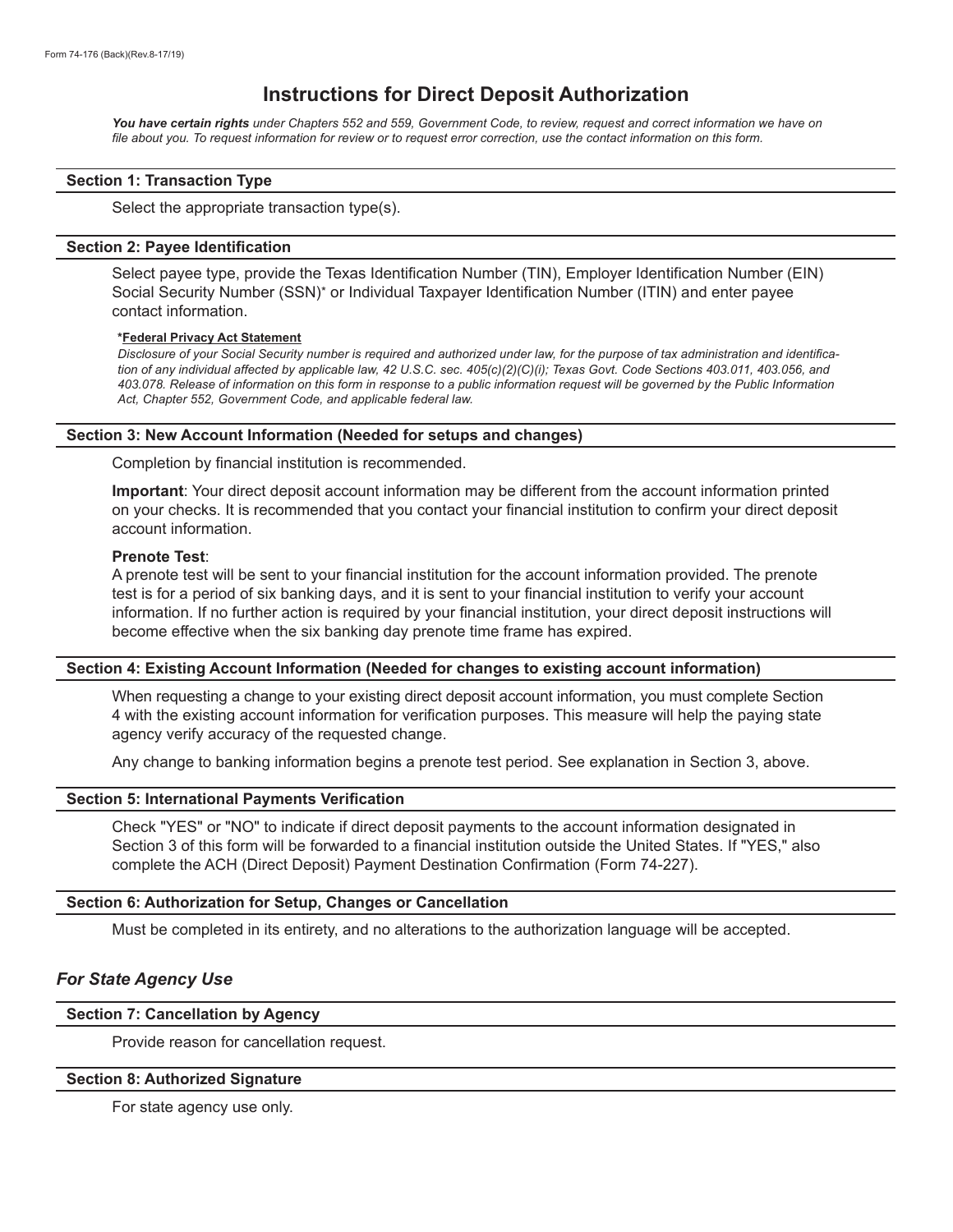Form 74-176 (Back)(Rev.8-17/19)

# Instructions for Direct Deposit Authorization

***You have certain rights** under Chapters 552 and 559, Government Code, to review, request and correct information we have on file about you. To request information for review or to request error correction, use the contact information on this form.*

## Section 1: Transaction Type

Select the appropriate transaction type(s).

## Section 2: Payee Identification

Select payee type, provide the Texas Identification Number (TIN), Employer Identification Number (EIN) Social Security Number (SSN)* or Individual Taxpayer Identification Number (ITIN) and enter payee contact information.

**\*Federal Privacy Act Statement**

*Disclosure of your Social Security number is required and authorized under law, for the purpose of tax administration and identification of any individual affected by applicable law, 42 U.S.C. sec. 405(c)(2)(C)(i); Texas Govt. Code Sections 403.011, 403.056, and 403.078. Release of information on this form in response to a public information request will be governed by the Public Information Act, Chapter 552, Government Code, and applicable federal law.*

## Section 3: New Account Information (Needed for setups and changes)

Completion by financial institution is recommended.

**Important**: Your direct deposit account information may be different from the account information printed on your checks. It is recommended that you contact your financial institution to confirm your direct deposit account information.

**Prenote Test**:
A prenote test will be sent to your financial institution for the account information provided. The prenote test is for a period of six banking days, and it is sent to your financial institution to verify your account information. If no further action is required by your financial institution, your direct deposit instructions will become effective when the six banking day prenote time frame has expired.

## Section 4: Existing Account Information (Needed for changes to existing account information)

When requesting a change to your existing direct deposit account information, you must complete Section 4 with the existing account information for verification purposes. This measure will help the paying state agency verify accuracy of the requested change.

Any change to banking information begins a prenote test period. See explanation in Section 3, above.

## Section 5: International Payments Verification

Check "YES" or "NO" to indicate if direct deposit payments to the account information designated in Section 3 of this form will be forwarded to a financial institution outside the United States. If "YES," also complete the ACH (Direct Deposit) Payment Destination Confirmation (Form 74-227).

## Section 6: Authorization for Setup, Changes or Cancellation

Must be completed in its entirety, and no alterations to the authorization language will be accepted.

## *For State Agency Use*

## Section 7: Cancellation by Agency

Provide reason for cancellation request.

## Section 8: Authorized Signature

For state agency use only.